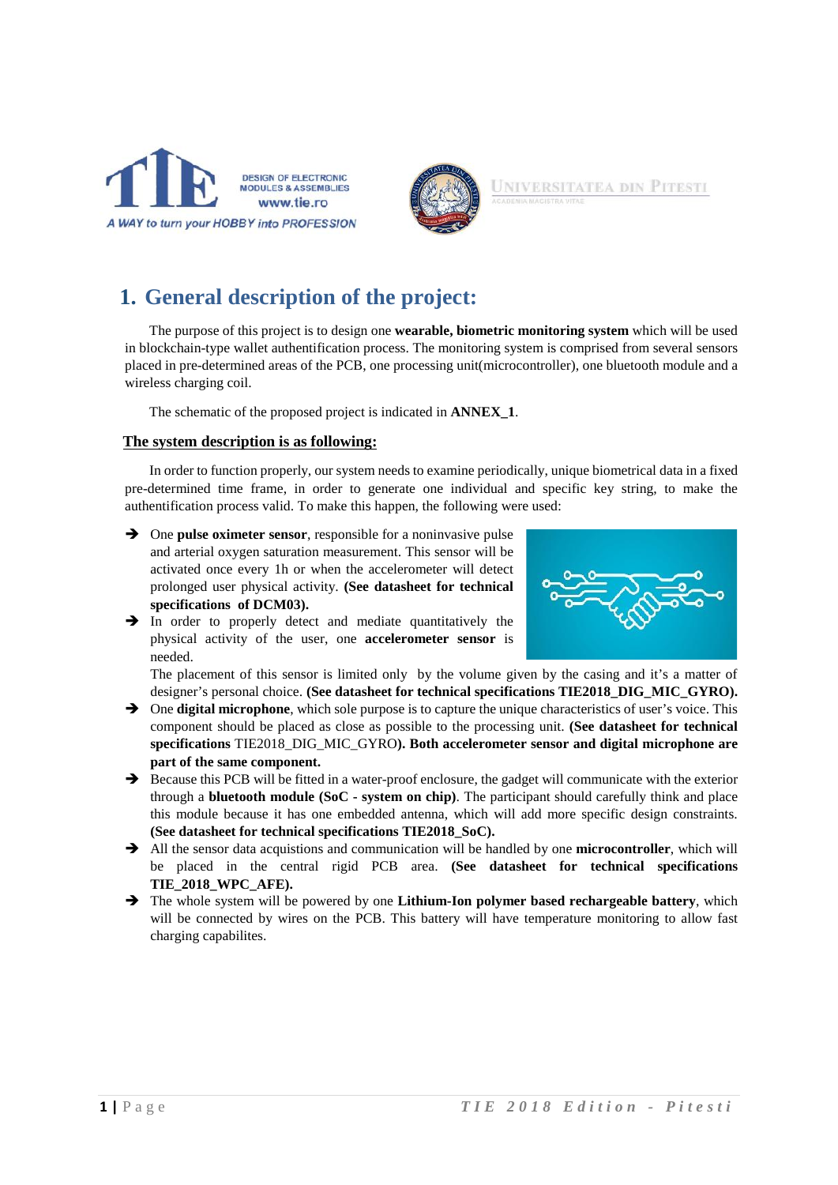# 1. General description of the project:

The purpose of this project is to design one **wearable, biometric monitoring system** which will be used in blockchain-type wallet authentification process. The monitoring system is comprised from several sensors placed in pre-determined areas of the PCB, one processing unit(microcontroller), one bluetooth module and a wireless charging coil.

The schematic of the proposed project is indicated in **ANNEX_1**.

## The system description is as following:

In order to function properly, our system needs to examine periodically, unique biometrical data in a fixed pre-determined time frame, in order to generate one individual and specific key string, to make the authentification process valid. To make this happen, the following were used:

- One **pulse oximeter sensor**, responsible for a noninvasive pulse and arterial oxygen saturation measurement. This sensor will be activated once every 1h or when the accelerometer will detect prolonged user physical activity. **(See datasheet for technical specifications of DCM03).**
- In order to properly detect and mediate quantitatively the physical activity of the user, one **accelerometer sensor** is needed.
  The placement of this sensor is limited only by the volume given by the casing and it's a matter of designer's personal choice. **(See datasheet for technical specifications TIE2018_DIG_MIC_GYRO).**
- One **digital microphone**, which sole purpose is to capture the unique characteristics of user's voice. This component should be placed as close as possible to the processing unit. **(See datasheet for technical specifications** TIE2018_DIG_MIC_GYRO**). Both accelerometer sensor and digital microphone are part of the same component.**
- Because this PCB will be fitted in a water-proof enclosure, the gadget will communicate with the exterior through a **bluetooth module (SoC - system on chip)**. The participant should carefully think and place this module because it has one embedded antenna, which will add more specific design constraints. **(See datasheet for technical specifications TIE2018_SoC).**
- All the sensor data acquistions and communication will be handled by one **microcontroller**, which will be placed in the central rigid PCB area. **(See datasheet for technical specifications TIE_2018_WPC_AFE).**
- The whole system will be powered by one **Lithium-Ion polymer based rechargeable battery**, which will be connected by wires on the PCB. This battery will have temperature monitoring to allow fast charging capabilites.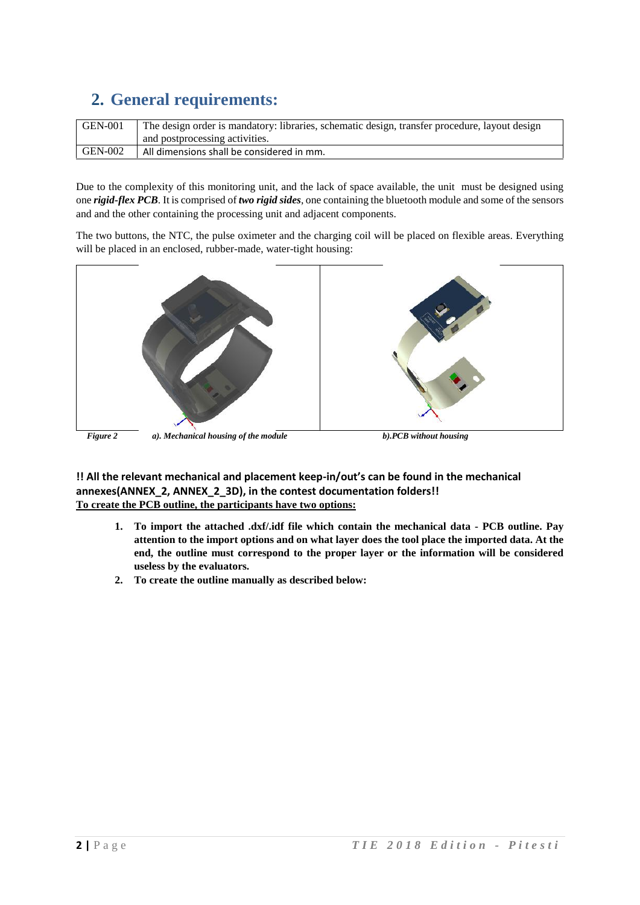## 2. General requirements:

| GEN-001 | The design order is mandatory: libraries, schematic design, transfer procedure, layout design and postprocessing activities. |
|---|---|
| GEN-002 | All dimensions shall be considered in mm. |

Due to the complexity of this monitoring unit, and the lack of space available, the unit must be designed using one ***rigid-flex PCB***. It is comprised of ***two rigid sides***, one containing the bluetooth module and some of the sensors and and the other containing the processing unit and adjacent components.

The two buttons, the NTC, the pulse oximeter and the charging coil will be placed on flexible areas. Everything will be placed in an enclosed, rubber-made, water-tight housing:

***Figure 2*** ***a). Mechanical housing of the module*** ***b).PCB without housing***

**!! All the relevant mechanical and placement keep-in/out's can be found in the mechanical annexes(ANNEX_2, ANNEX_2_3D), in the contest documentation folders!!**

**To create the PCB outline, the participants have two options:**

1. **To import the attached .dxf/.idf file which contain the mechanical data - PCB outline. Pay attention to the import options and on what layer does the tool place the imported data. At the end, the outline must correspond to the proper layer or the information will be considered useless by the evaluators.**
2. **To create the outline manually as described below:**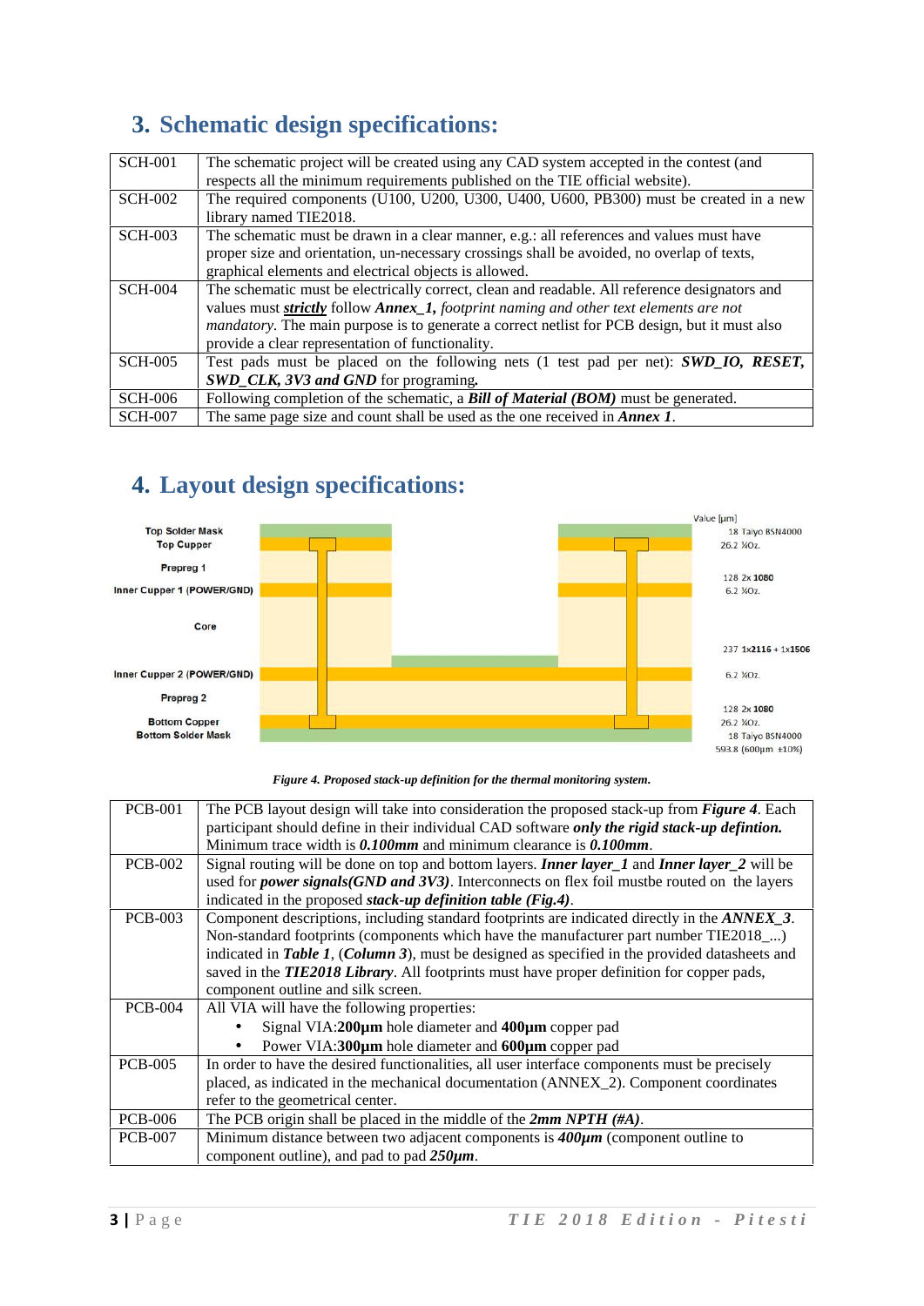## 3. Schematic design specifications:

| | |
|---|---|
| SCH-001 | The schematic project will be created using any CAD system accepted in the contest (and respects all the minimum requirements published on the TIE official website). |
| SCH-002 | The required components (U100, U200, U300, U400, U600, PB300) must be created in a new library named TIE2018. |
| SCH-003 | The schematic must be drawn in a clear manner, e.g.: all references and values must have proper size and orientation, un-necessary crossings shall be avoided, no overlap of texts, graphical elements and electrical objects is allowed. |
| SCH-004 | The schematic must be electrically correct, clean and readable. All reference designators and values must ***strictly*** follow ***Annex_1,*** *footprint naming and other text elements are not mandatory.* The main purpose is to generate a correct netlist for PCB design, but it must also provide a clear representation of functionality. |
| SCH-005 | Test pads must be placed on the following nets (1 test pad per net): ***SWD_IO, RESET, SWD_CLK, 3V3 and GND*** for programing**.** |
| SCH-006 | Following completion of the schematic, a ***Bill of Material (BOM)*** must be generated. |
| SCH-007 | The same page size and count shall be used as the one received in ***Annex 1***. |

## 4. Layout design specifications:

| Layer | Value [µm] | Material |
|---|---|---|
| Top Solder Mask | 18 | Taiyo BSN4000 |
| Top Cupper | 26.2 | ¾Oz. |
| Prepreg 1 | 128 | 2x 1080 |
| Inner Cupper 1 (POWER/GND) | 6.2 | ¾Oz. |
| Core | 237 | 1x2116 + 1x1506 |
| Inner Cupper 2 (POWER/GND) | 6.2 | ¾Oz. |
| Prepreg 2 | 128 | 2x 1080 |
| Bottom Copper | 26.2 | ¾Oz. |
| Bottom Solder Mask | 18 | Taiyo BSN4000 |
| | 593.8 (600µm ±10%) | |

*Figure 4. Proposed stack-up definition for the thermal monitoring system.*

| | |
|---|---|
| PCB-001 | The PCB layout design will take into consideration the proposed stack-up from ***Figure 4***. Each participant should define in their individual CAD software ***only the rigid stack-up defintion.*** Minimum trace width is ***0.100mm*** and minimum clearance is ***0.100mm***. |
| PCB-002 | Signal routing will be done on top and bottom layers. ***Inner layer_1*** and ***Inner layer_2*** will be used for ***power signals(GND and 3V3)***. Interconnects on flex foil mustbe routed on the layers indicated in the proposed ***stack-up definition table (Fig.4)***. |
| PCB-003 | Component descriptions, including standard footprints are indicated directly in the ***ANNEX_3***. Non-standard footprints (components which have the manufacturer part number TIE2018_...) indicated in ***Table 1***, (***Column 3***), must be designed as specified in the provided datasheets and saved in the ***TIE2018 Library***. All footprints must have proper definition for copper pads, component outline and silk screen. |
| PCB-004 | All VIA will have the following properties:<br>• Signal VIA:**200µm** hole diameter and **400µm** copper pad<br>• Power VIA:**300µm** hole diameter and **600µm** copper pad |
| PCB-005 | In order to have the desired functionalities, all user interface components must be precisely placed, as indicated in the mechanical documentation (ANNEX_2). Component coordinates refer to the geometrical center. |
| PCB-006 | The PCB origin shall be placed in the middle of the ***2mm NPTH (#A)***. |
| PCB-007 | Minimum distance between two adjacent components is ***400µm*** (component outline to component outline), and pad to pad ***250µm***. |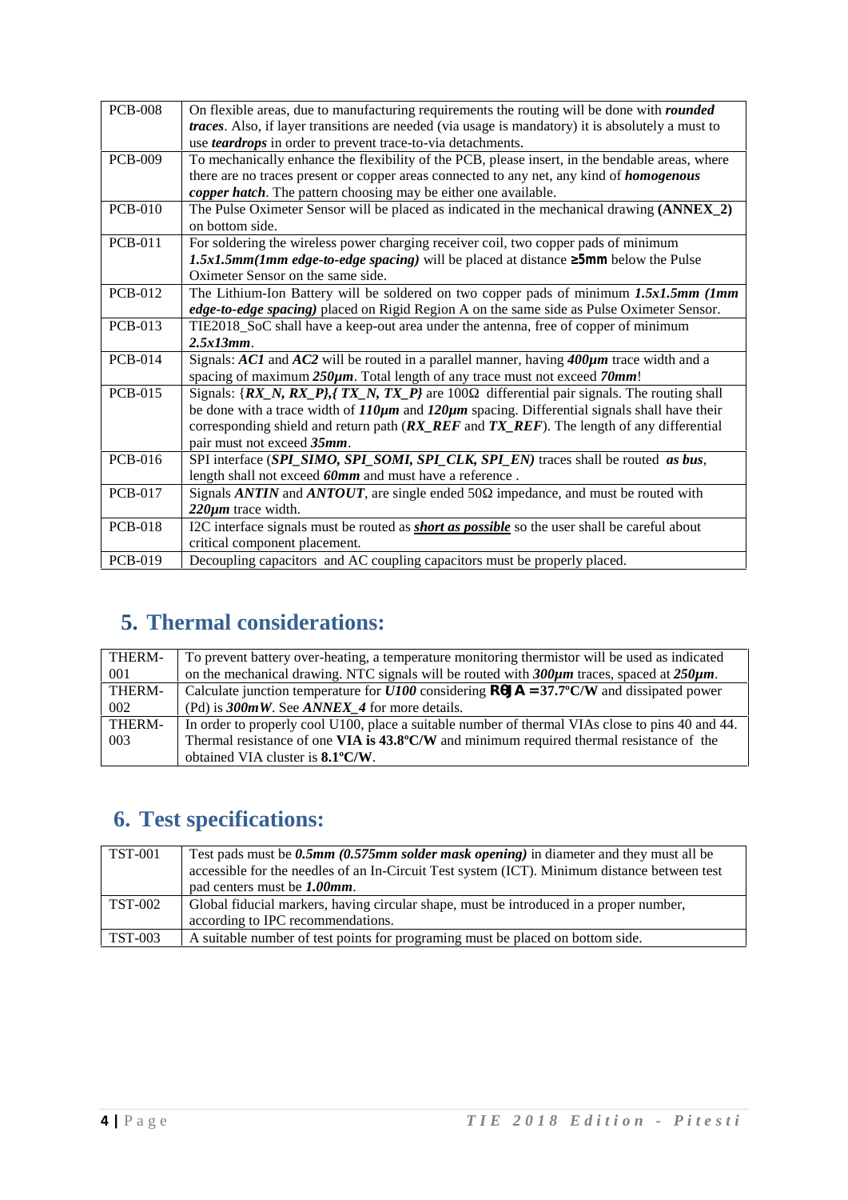| | |
|---|---|
| PCB-008 | On flexible areas, due to manufacturing requirements the routing will be done with ***rounded traces***. Also, if layer transitions are needed (via usage is mandatory) it is absolutely a must to use ***teardrops*** in order to prevent trace-to-via detachments. |
| PCB-009 | To mechanically enhance the flexibility of the PCB, please insert, in the bendable areas, where there are no traces present or copper areas connected to any net, any kind of ***homogenous copper hatch***. The pattern choosing may be either one available. |
| PCB-010 | The Pulse Oximeter Sensor will be placed as indicated in the mechanical drawing **(ANNEX_2)** on bottom side. |
| PCB-011 | For soldering the wireless power charging receiver coil, two copper pads of minimum ***1.5x1.5mm(1mm edge-to-edge spacing)*** will be placed at distance **≥5mm** below the Pulse Oximeter Sensor on the same side. |
| PCB-012 | The Lithium-Ion Battery will be soldered on two copper pads of minimum ***1.5x1.5mm (1mm edge-to-edge spacing)*** placed on Rigid Region A on the same side as Pulse Oximeter Sensor. |
| PCB-013 | TIE2018_SoC shall have a keep-out area under the antenna, free of copper of minimum ***2.5x13mm***. |
| PCB-014 | Signals: ***AC1*** and ***AC2*** will be routed in a parallel manner, having ***400µm*** trace width and a spacing of maximum ***250µm***. Total length of any trace must not exceed ***70mm***! |
| PCB-015 | Signals: {***RX_N, RX_P},{ TX_N, TX_P}*** are 100Ω differential pair signals. The routing shall be done with a trace width of ***110µm*** and ***120µm*** spacing. Differential signals shall have their corresponding shield and return path (***RX_REF*** and ***TX_REF***). The length of any differential pair must not exceed ***35mm***. |
| PCB-016 | SPI interface (***SPI_SIMO, SPI_SOMI, SPI_CLK, SPI_EN)*** traces shall be routed ***as bus***, length shall not exceed ***60mm*** and must have a reference . |
| PCB-017 | Signals ***ANTIN*** and ***ANTOUT***, are single ended 50Ω impedance, and must be routed with ***220µm*** trace width. |
| PCB-018 | I2C interface signals must be routed as ***short as possible*** so the user shall be careful about critical component placement. |
| PCB-019 | Decoupling capacitors and AC coupling capacitors must be properly placed. |

## 5. Thermal considerations:

| | |
|---|---|
| THERM-001 | To prevent battery over-heating, a temperature monitoring thermistor will be used as indicated on the mechanical drawing. NTC signals will be routed with ***300µm*** traces, spaced at ***250µm***. |
| THERM-002 | Calculate junction temperature for ***U100*** considering **RθJA = 37.7ºC/W** and dissipated power (Pd) is ***300mW***. See ***ANNEX_4*** for more details. |
| THERM-003 | In order to properly cool U100, place a suitable number of thermal VIAs close to pins 40 and 44. Thermal resistance of one **VIA is 43.8ºC/W** and minimum required thermal resistance of the obtained VIA cluster is **8.1ºC/W**. |

## 6. Test specifications:

| | |
|---|---|
| TST-001 | Test pads must be ***0.5mm (0.575mm solder mask opening)*** in diameter and they must all be accessible for the needles of an In-Circuit Test system (ICT). Minimum distance between test pad centers must be ***1.00mm***. |
| TST-002 | Global fiducial markers, having circular shape, must be introduced in a proper number, according to IPC recommendations. |
| TST-003 | A suitable number of test points for programing must be placed on bottom side. |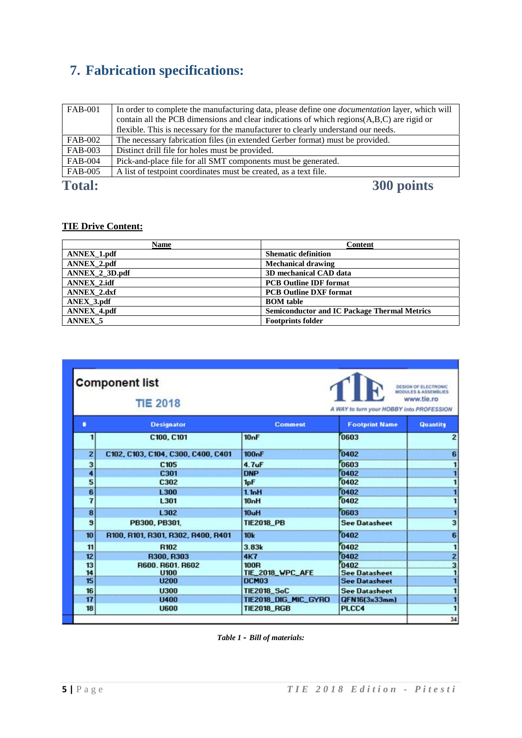# 7. Fabrication specifications:

| | |
|---|---|
| FAB-001 | In order to complete the manufacturing data, please define one *documentation* layer, which will contain all the PCB dimensions and clear indications of which regions(A,B,C) are rigid or flexible. This is necessary for the manufacturer to clearly understand our needs. |
| FAB-002 | The necessary fabrication files (in extended Gerber format) must be provided. |
| FAB-003 | Distinct drill file for holes must be provided. |
| FAB-004 | Pick-and-place file for all SMT components must be generated. |
| FAB-005 | A list of testpoint coordinates must be created, as a text file. |

**Total: 300 points**

**TIE Drive Content:**

| Name | Content |
|---|---|
| **ANNEX_1.pdf** | **Shematic definition** |
| **ANNEX_2.pdf** | **Mechanical drawing** |
| **ANNEX_2_3D.pdf** | **3D mechanical CAD data** |
| **ANNEX_2.idf** | **PCB Outline IDF format** |
| **ANNEX_2.dxf** | **PCB Outline DXF format** |
| **ANEX_3.pdf** | **BOM table** |
| **ANNEX_4.pdf** | **Semiconductor and IC Package Thermal Metrics** |
| **ANNEX_5** | **Footprints folder** |

**Component list**

**TIE 2018**

TIE — DESIGN OF ELECTRONIC MODULES & ASSEMBLIES — www.tie.ro — A WAY to turn your HOBBY into PROFESSION

| # | Designator | Comment | Footprint Name | Quantity |
|---|---|---|---|---|
| 1 | C100, C101 | 10nF | 0603 | 2 |
| 2 | C102, C103, C104, C300, C400, C401 | 100nF | 0402 | 6 |
| 3 | C105 | 4.7uF | 0603 | 1 |
| 4 | C301 | DNP | 0402 | 1 |
| 5 | C302 | 1pF | 0402 | 1 |
| 6 | L300 | 1.1nH | 0402 | 1 |
| 7 | L301 | 10nH | 0402 | 1 |
| 8 | L302 | 10uH | 0603 | 1 |
| 9 | PB300, PB301, | TIE2018_PB | See Datasheet | 3 |
| 10 | R100, R101, R301, R302, R400, R401 | 10k | 0402 | 6 |
| 11 | R102 | 3.83k | 0402 | 1 |
| 12 | R300, R303 | 4K7 | 0402 | 2 |
| 13 | R600. R601. R602 | 100R | 0402 | 3 |
| 14 | U100 | TIE_2018_WPC_AFE | See Datasheet | 1 |
| 15 | U200 | DCM03 | See Datasheet | 1 |
| 16 | U300 | TIE2018_SoC | See Datasheet | 1 |
| 17 | U400 | TIE2018_DIG_MIC_GYRO | QFN16(3x33mm) | 1 |
| 18 | U600 | TIE2018_RGB | PLCC4 | 1 |
| | | | | 34 |

*Table 1 - Bill of materials:*